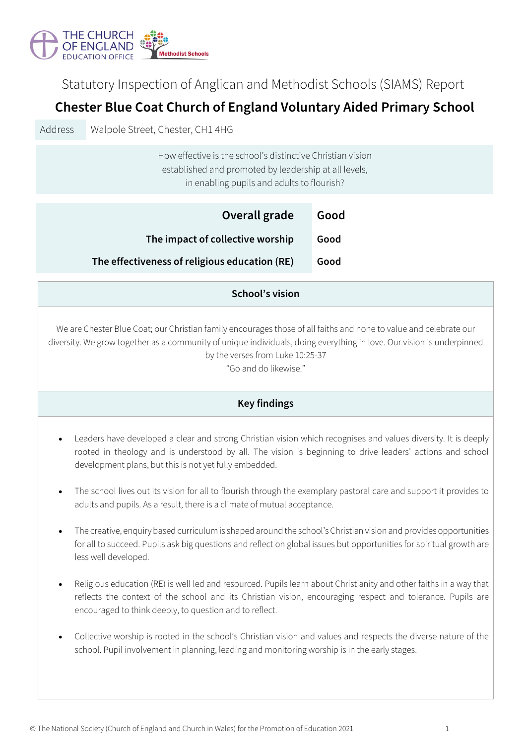THE CHURCH OF ENGLAND EDUCATION OFFICE

Methodist Schools

# Statutory Inspection of Anglican and Methodist Schools (SIAMS) Report

## Chester Blue Coat Church of England Voluntary Aided Primary School

| Address | Walpole Street, Chester, CH1 4HG |
|---|---|

How effective is the school's distinctive Christian vision established and promoted by leadership at all levels, in enabling pupils and adults to flourish?

| | |
|---|---|
| **Overall grade** | **Good** |
| **The impact of collective worship** | **Good** |
| **The effectiveness of religious education (RE)** | **Good** |

### School's vision

We are Chester Blue Coat; our Christian family encourages those of all faiths and none to value and celebrate our diversity. We grow together as a community of unique individuals, doing everything in love. Our vision is underpinned by the verses from Luke 10:25-37

"Go and do likewise."

### Key findings

- Leaders have developed a clear and strong Christian vision which recognises and values diversity. It is deeply rooted in theology and is understood by all. The vision is beginning to drive leaders' actions and school development plans, but this is not yet fully embedded.
- The school lives out its vision for all to flourish through the exemplary pastoral care and support it provides to adults and pupils. As a result, there is a climate of mutual acceptance.
- The creative, enquiry based curriculum is shaped around the school's Christian vision and provides opportunities for all to succeed. Pupils ask big questions and reflect on global issues but opportunities for spiritual growth are less well developed.
- Religious education (RE) is well led and resourced. Pupils learn about Christianity and other faiths in a way that reflects the context of the school and its Christian vision, encouraging respect and tolerance. Pupils are encouraged to think deeply, to question and to reflect.
- Collective worship is rooted in the school's Christian vision and values and respects the diverse nature of the school. Pupil involvement in planning, leading and monitoring worship is in the early stages.

© The National Society (Church of England and Church in Wales) for the Promotion of Education 2021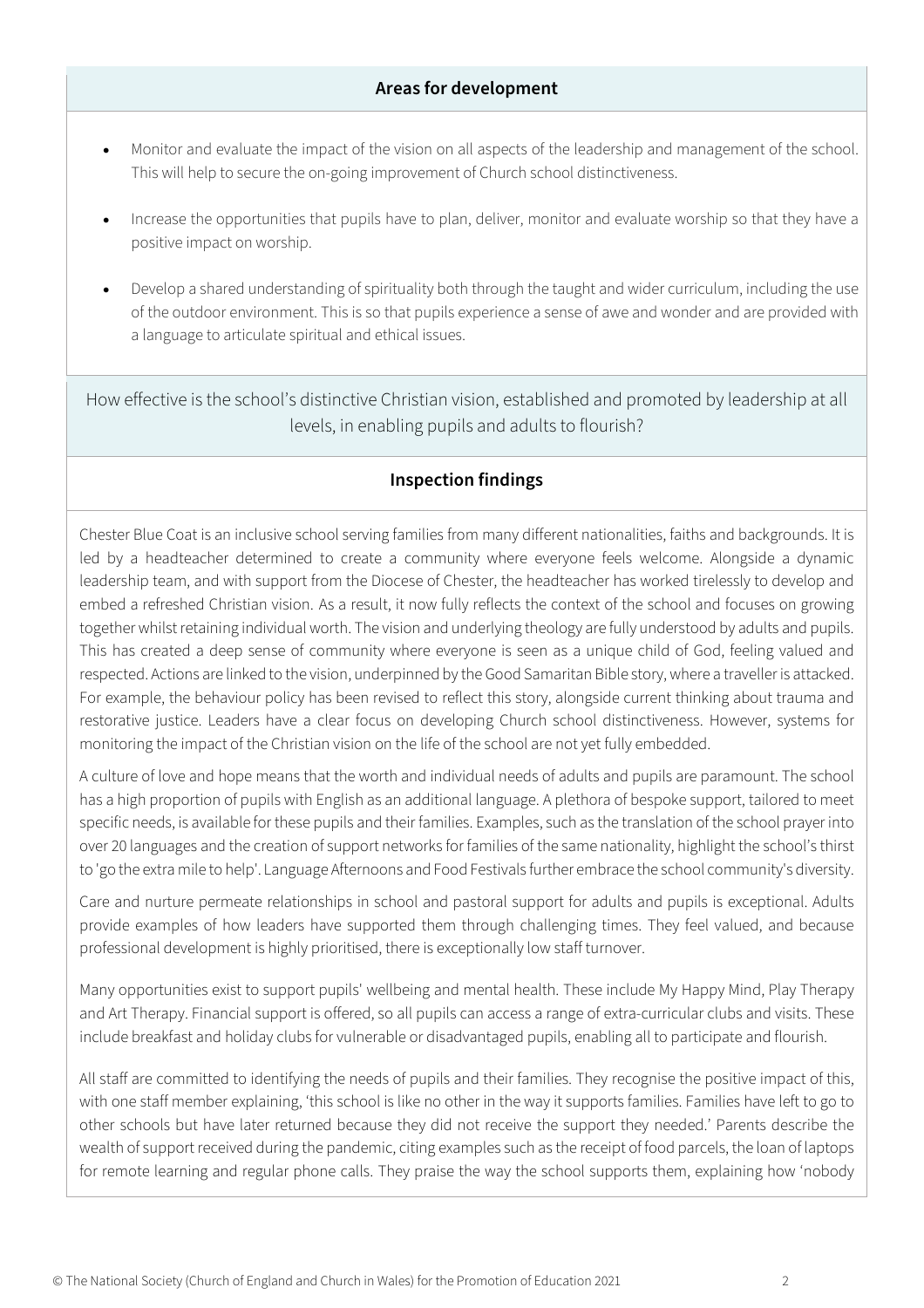## Areas for development

- Monitor and evaluate the impact of the vision on all aspects of the leadership and management of the school. This will help to secure the on-going improvement of Church school distinctiveness.
- Increase the opportunities that pupils have to plan, deliver, monitor and evaluate worship so that they have a positive impact on worship.
- Develop a shared understanding of spirituality both through the taught and wider curriculum, including the use of the outdoor environment. This is so that pupils experience a sense of awe and wonder and are provided with a language to articulate spiritual and ethical issues.

## How effective is the school's distinctive Christian vision, established and promoted by leadership at all levels, in enabling pupils and adults to flourish?

### Inspection findings

Chester Blue Coat is an inclusive school serving families from many different nationalities, faiths and backgrounds. It is led by a headteacher determined to create a community where everyone feels welcome. Alongside a dynamic leadership team, and with support from the Diocese of Chester, the headteacher has worked tirelessly to develop and embed a refreshed Christian vision. As a result, it now fully reflects the context of the school and focuses on growing together whilst retaining individual worth. The vision and underlying theology are fully understood by adults and pupils. This has created a deep sense of community where everyone is seen as a unique child of God, feeling valued and respected. Actions are linked to the vision, underpinned by the Good Samaritan Bible story, where a traveller is attacked. For example, the behaviour policy has been revised to reflect this story, alongside current thinking about trauma and restorative justice. Leaders have a clear focus on developing Church school distinctiveness. However, systems for monitoring the impact of the Christian vision on the life of the school are not yet fully embedded.

A culture of love and hope means that the worth and individual needs of adults and pupils are paramount. The school has a high proportion of pupils with English as an additional language. A plethora of bespoke support, tailored to meet specific needs, is available for these pupils and their families. Examples, such as the translation of the school prayer into over 20 languages and the creation of support networks for families of the same nationality, highlight the school's thirst to 'go the extra mile to help'. Language Afternoons and Food Festivals further embrace the school community's diversity.

Care and nurture permeate relationships in school and pastoral support for adults and pupils is exceptional. Adults provide examples of how leaders have supported them through challenging times. They feel valued, and because professional development is highly prioritised, there is exceptionally low staff turnover.

Many opportunities exist to support pupils' wellbeing and mental health. These include My Happy Mind, Play Therapy and Art Therapy. Financial support is offered, so all pupils can access a range of extra-curricular clubs and visits. These include breakfast and holiday clubs for vulnerable or disadvantaged pupils, enabling all to participate and flourish.

All staff are committed to identifying the needs of pupils and their families. They recognise the positive impact of this, with one staff member explaining, 'this school is like no other in the way it supports families. Families have left to go to other schools but have later returned because they did not receive the support they needed.' Parents describe the wealth of support received during the pandemic, citing examples such as the receipt of food parcels, the loan of laptops for remote learning and regular phone calls. They praise the way the school supports them, explaining how 'nobody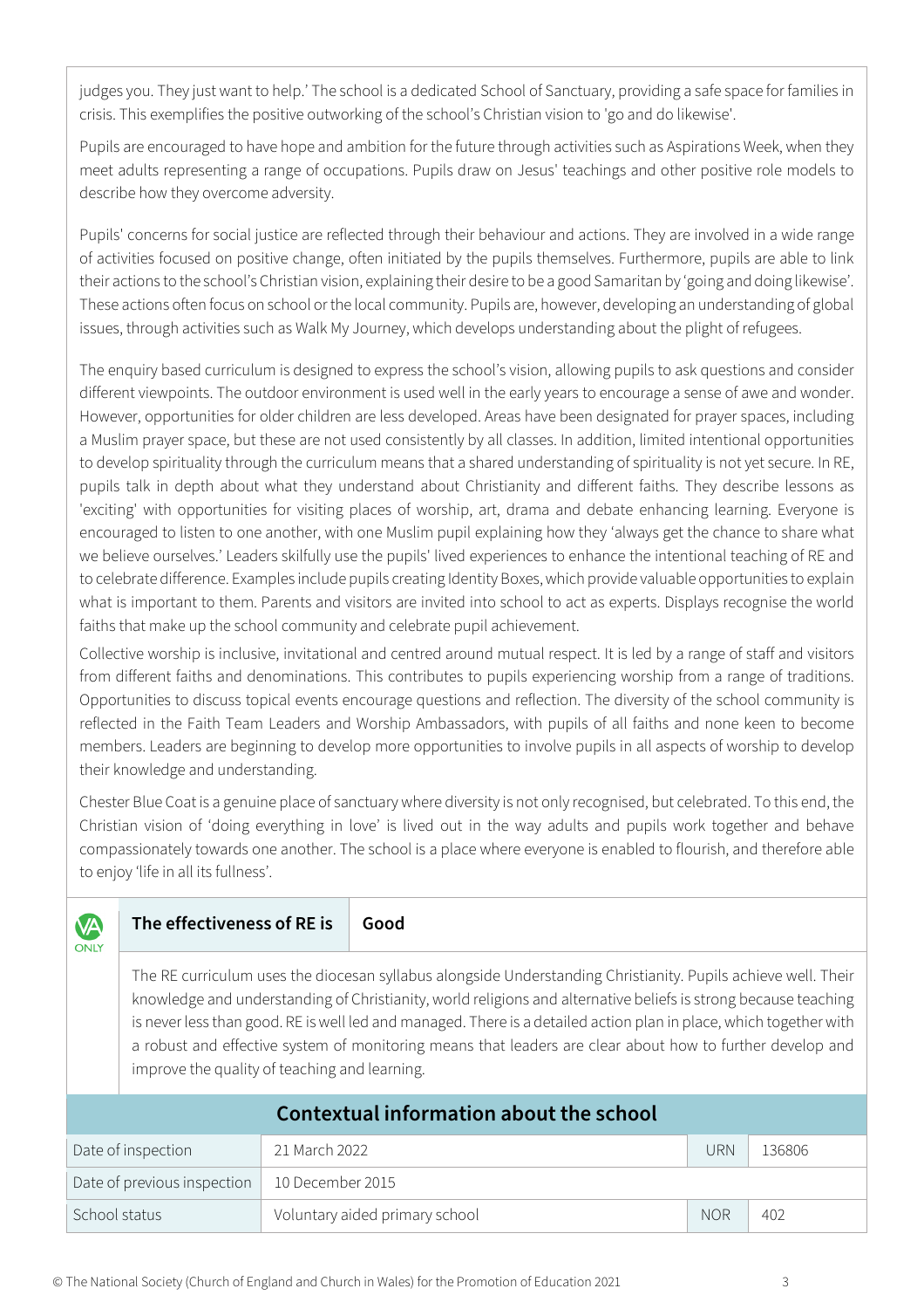judges you. They just want to help.' The school is a dedicated School of Sanctuary, providing a safe space for families in crisis. This exemplifies the positive outworking of the school's Christian vision to 'go and do likewise'.

Pupils are encouraged to have hope and ambition for the future through activities such as Aspirations Week, when they meet adults representing a range of occupations. Pupils draw on Jesus' teachings and other positive role models to describe how they overcome adversity.

Pupils' concerns for social justice are reflected through their behaviour and actions. They are involved in a wide range of activities focused on positive change, often initiated by the pupils themselves. Furthermore, pupils are able to link their actions to the school's Christian vision, explaining their desire to be a good Samaritan by 'going and doing likewise'. These actions often focus on school or the local community. Pupils are, however, developing an understanding of global issues, through activities such as Walk My Journey, which develops understanding about the plight of refugees.

The enquiry based curriculum is designed to express the school's vision, allowing pupils to ask questions and consider different viewpoints. The outdoor environment is used well in the early years to encourage a sense of awe and wonder. However, opportunities for older children are less developed. Areas have been designated for prayer spaces, including a Muslim prayer space, but these are not used consistently by all classes. In addition, limited intentional opportunities to develop spirituality through the curriculum means that a shared understanding of spirituality is not yet secure. In RE, pupils talk in depth about what they understand about Christianity and different faiths. They describe lessons as 'exciting' with opportunities for visiting places of worship, art, drama and debate enhancing learning. Everyone is encouraged to listen to one another, with one Muslim pupil explaining how they 'always get the chance to share what we believe ourselves.' Leaders skilfully use the pupils' lived experiences to enhance the intentional teaching of RE and to celebrate difference. Examples include pupils creating Identity Boxes, which provide valuable opportunities to explain what is important to them. Parents and visitors are invited into school to act as experts. Displays recognise the world faiths that make up the school community and celebrate pupil achievement.

Collective worship is inclusive, invitational and centred around mutual respect. It is led by a range of staff and visitors from different faiths and denominations. This contributes to pupils experiencing worship from a range of traditions. Opportunities to discuss topical events encourage questions and reflection. The diversity of the school community is reflected in the Faith Team Leaders and Worship Ambassadors, with pupils of all faiths and none keen to become members. Leaders are beginning to develop more opportunities to involve pupils in all aspects of worship to develop their knowledge and understanding.

Chester Blue Coat is a genuine place of sanctuary where diversity is not only recognised, but celebrated. To this end, the Christian vision of 'doing everything in love' is lived out in the way adults and pupils work together and behave compassionately towards one another. The school is a place where everyone is enabled to flourish, and therefore able to enjoy 'life in all its fullness'.

VA ONLY

| The effectiveness of RE is | Good |
|---|---|

The RE curriculum uses the diocesan syllabus alongside Understanding Christianity. Pupils achieve well. Their knowledge and understanding of Christianity, world religions and alternative beliefs is strong because teaching is never less than good. RE is well led and managed. There is a detailed action plan in place, which together with a robust and effective system of monitoring means that leaders are clear about how to further develop and improve the quality of teaching and learning.

## Contextual information about the school

| | | | |
|---|---|---|---|
| Date of inspection | 21 March 2022 | URN | 136806 |
| Date of previous inspection | 10 December 2015 | | |
| School status | Voluntary aided primary school | NOR | 402 |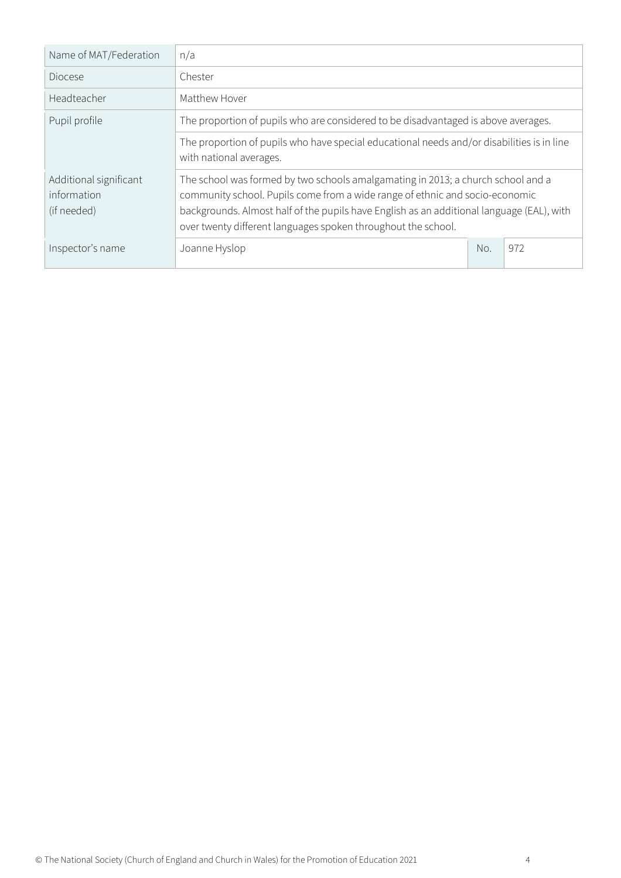| | | | |
|---|---|---|---|
| Name of MAT/Federation | n/a | | |
| Diocese | Chester | | |
| Headteacher | Matthew Hover | | |
| Pupil profile | The proportion of pupils who are considered to be disadvantaged is above averages. | | |
| | The proportion of pupils who have special educational needs and/or disabilities is in line with national averages. | | |
| Additional significant information (if needed) | The school was formed by two schools amalgamating in 2013; a church school and a community school. Pupils come from a wide range of ethnic and socio-economic backgrounds. Almost half of the pupils have English as an additional language (EAL), with over twenty different languages spoken throughout the school. | | |
| Inspector's name | Joanne Hyslop | No. | 972 |

© The National Society (Church of England and Church in Wales) for the Promotion of Education 2021